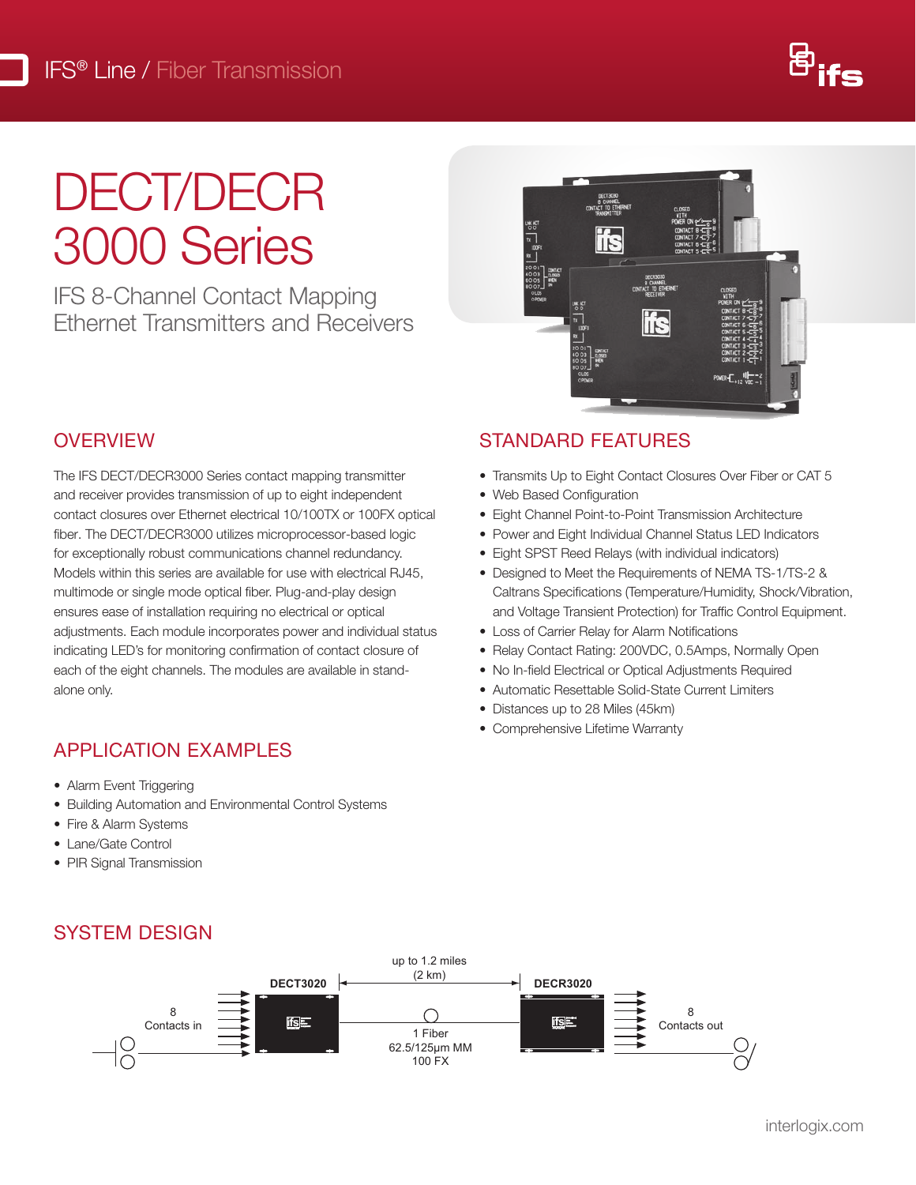IFS® Line / Fiber Transmission

# DECT/DECR 3000 Series

IFS 8-Channel Contact Mapping Ethernet Transmitters and Receivers

## OVERVIEW

The IFS DECT/DECR3000 Series contact mapping transmitter and receiver provides transmission of up to eight independent contact closures over Ethernet electrical 10/100TX or 100FX optical fiber. The DECT/DECR3000 utilizes microprocessor-based logic for exceptionally robust communications channel redundancy. Models within this series are available for use with electrical RJ45, multimode or single mode optical fiber. Plug-and-play design ensures ease of installation requiring no electrical or optical adjustments. Each module incorporates power and individual status indicating LED's for monitoring confirmation of contact closure of each of the eight channels. The modules are available in stand-alone only.

## APPLICATION EXAMPLES

- Alarm Event Triggering
- Building Automation and Environmental Control Systems
- Fire & Alarm Systems
- Lane/Gate Control
- PIR Signal Transmission

## STANDARD FEATURES

- Transmits Up to Eight Contact Closures Over Fiber or CAT 5
- Web Based Configuration
- Eight Channel Point-to-Point Transmission Architecture
- Power and Eight Individual Channel Status LED Indicators
- Eight SPST Reed Relays (with individual indicators)
- Designed to Meet the Requirements of NEMA TS-1/TS-2 & Caltrans Specifications (Temperature/Humidity, Shock/Vibration, and Voltage Transient Protection) for Traffic Control Equipment.
- Loss of Carrier Relay for Alarm Notifications
- Relay Contact Rating: 200VDC, 0.5Amps, Normally Open
- No In-field Electrical or Optical Adjustments Required
- Automatic Resettable Solid-State Current Limiters
- Distances up to 28 Miles (45km)
- Comprehensive Lifetime Warranty

## SYSTEM DESIGN

DECT3020

8
Contacts in

up to 1.2 miles
(2 km)

1 Fiber
62.5/125μm MM
100 FX

DECR3020

8
Contacts out

interlogix.com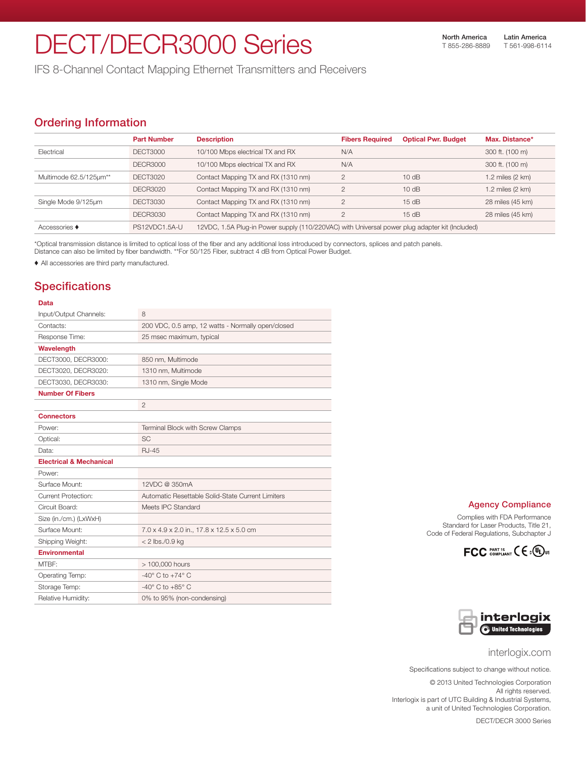# DECT/DECR3000 Series

IFS 8-Channel Contact Mapping Ethernet Transmitters and Receivers

**North America**
T 855-286-8889

**Latin America**
T 561-998-6114

## Ordering Information

| | Part Number | Description | Fibers Required | Optical Pwr. Budget | Max. Distance* |
|---|---|---|---|---|---|
| Electrical | DECT3000 | 10/100 Mbps electrical TX and RX | N/A | | 300 ft. (100 m) |
| | DECR3000 | 10/100 Mbps electrical TX and RX | N/A | | 300 ft. (100 m) |
| Multimode 62.5/125µm** | DECT3020 | Contact Mapping TX and RX (1310 nm) | 2 | 10 dB | 1.2 miles (2 km) |
| | DECR3020 | Contact Mapping TX and RX (1310 nm) | 2 | 10 dB | 1.2 miles (2 km) |
| Single Mode 9/125µm | DECT3030 | Contact Mapping TX and RX (1310 nm) | 2 | 15 dB | 28 miles (45 km) |
| | DECR3030 | Contact Mapping TX and RX (1310 nm) | 2 | 15 dB | 28 miles (45 km) |
| Accessories ♦ | PS12VDC1.5A-U | 12VDC, 1.5A Plug-in Power supply (110/220VAC) with Universal power plug adapter kit (Included) | | | |

*Optical transmission distance is limited to optical loss of the fiber and any additional loss introduced by connectors, splices and patch panels. Distance can also be limited by fiber bandwidth. **For 50/125 Fiber, subtract 4 dB from Optical Power Budget.

♦ All accessories are third party manufactured.

## Specifications

| | |
|---|---|
| **Data** | |
| Input/Output Channels: | 8 |
| Contacts: | 200 VDC, 0.5 amp, 12 watts - Normally open/closed |
| Response Time: | 25 msec maximum, typical |
| **Wavelength** | |
| DECT3000, DECR3000: | 850 nm, Multimode |
| DECT3020, DECR3020: | 1310 nm, Multimode |
| DECT3030, DECR3030: | 1310 nm, Single Mode |
| **Number Of Fibers** | |
| | 2 |
| **Connectors** | |
| Power: | Terminal Block with Screw Clamps |
| Optical: | SC |
| Data: | RJ-45 |
| **Electrical & Mechanical** | |
| Power: | |
| Surface Mount: | 12VDC @ 350mA |
| Current Protection: | Automatic Resettable Solid-State Current Limiters |
| Circuit Board: | Meets IPC Standard |
| Size (in./cm.) (LxWxH) | |
| Surface Mount: | 7.0 x 4.9 x 2.0 in., 17.8 x 12.5 x 5.0 cm |
| Shipping Weight: | < 2 lbs./0.9 kg |
| **Environmental** | |
| MTBF: | > 100,000 hours |
| Operating Temp: | -40° C to +74° C |
| Storage Temp: | -40° C to +85° C |
| Relative Humidity: | 0% to 95% (non-condensing) |

## Agency Compliance

Complies with FDA Performance Standard for Laser Products, Title 21, Code of Federal Regulations, Subchapter J

FCC PART 15 COMPLIANT CE UL US

interlogix
United Technologies

interlogix.com

Specifications subject to change without notice.

© 2013 United Technologies Corporation
All rights reserved.
Interlogix is part of UTC Building & Industrial Systems, a unit of United Technologies Corporation.

DECT/DECR 3000 Series